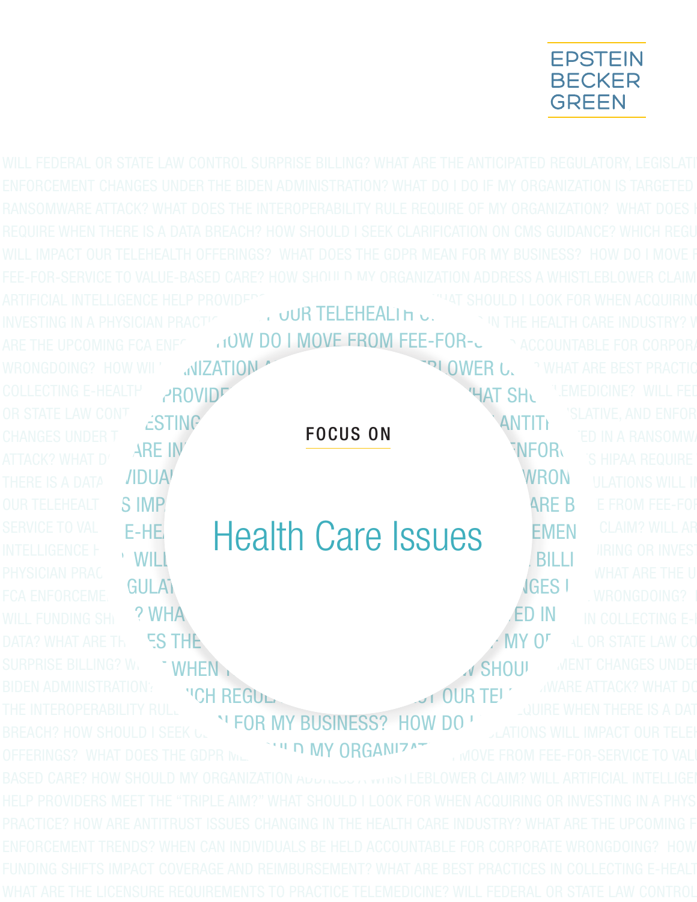EPSTEIN BECKER GREEN

WILL FEDERAL OR STATE LAW CONTROL SURPRISE BILLING? WHAT ARE THE ANTICIPATED REGULATORY, LEGISLATIVE, AND ENFORCEMENT CHANGES UNDER THE BIDEN ADMINISTRATION? WHAT DO I DO IF MY ORGANIZATION IS TARGETED IN A RANSOMWARE ATTACK? WHAT DOES THE INTEROPERABILITY RULE REQUIRE OF MY ORGANIZATION? WHAT DOES HIPAA REQUIRE WHEN THERE IS A DATA BREACH? HOW SHOULD I SEEK CLARIFICATION ON CMS GUIDANCE? WHICH REGULATIONS WILL IMPACT OUR TELEHEALTH OFFERINGS? WHAT DOES THE GDPR MEAN FOR MY BUSINESS? HOW DO I MOVE FROM FEE-FOR-SERVICE TO VALUE-BASED CARE? HOW SHOULD MY ORGANIZATION ADDRESS A WHISTLEBLOWER CLAIM? WILL ARTIFICIAL INTELLIGENCE HELP PROVIDERS MEET THE "TRIPLE AIM?" WHAT SHOULD I LOOK FOR WHEN ACQUIRING OR INVESTING IN A PHYSICIAN PRACTICE? HOW ARE ANTITRUST ISSUES CHANGING IN THE HEALTH CARE INDUSTRY? WHAT ARE THE UPCOMING FCA ENFORCEMENT TRENDS? WHEN CAN INDIVIDUALS BE HELD ACCOUNTABLE FOR CORPORATE WRONGDOING? HOW WILL FUNDING SHIFTS IMPACT COVERAGE AND REIMBURSEMENT? WHAT ARE BEST PRACTICES IN COLLECTING E-HEALTH DATA? WHAT ARE THE LICENSURE REQUIREMENTS TO PRACTICE TELEMEDICINE? WILL FEDERAL OR STATE LAW CONTROL

FOCUS ON

# Health Care Issues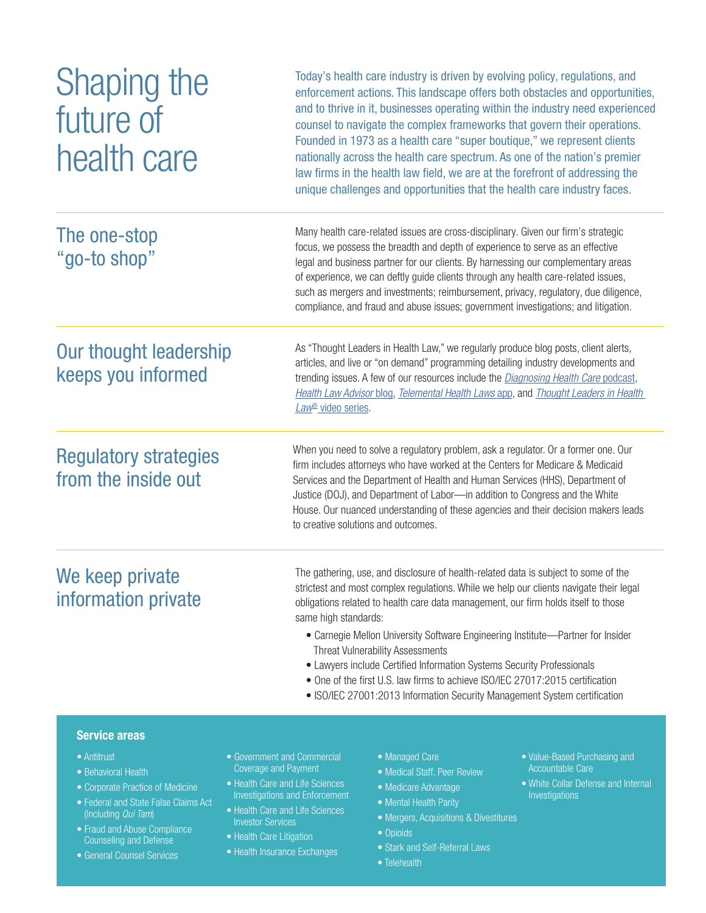# Shaping the future of health care

Today's health care industry is driven by evolving policy, regulations, and enforcement actions. This landscape offers both obstacles and opportunities, and to thrive in it, businesses operating within the industry need experienced counsel to navigate the complex frameworks that govern their operations. Founded in 1973 as a health care "super boutique," we represent clients nationally across the health care spectrum. As one of the nation's premier law firms in the health law field, we are at the forefront of addressing the unique challenges and opportunities that the health care industry faces.

## The one-stop "go-to shop"

Many health care-related issues are cross-disciplinary. Given our firm's strategic focus, we possess the breadth and depth of experience to serve as an effective legal and business partner for our clients. By harnessing our complementary areas of experience, we can deftly guide clients through any health care-related issues, such as mergers and investments; reimbursement, privacy, regulatory, due diligence, compliance, and fraud and abuse issues; government investigations; and litigation.

## Our thought leadership keeps you informed

As "Thought Leaders in Health Law," we regularly produce blog posts, client alerts, articles, and live or "on demand" programming detailing industry developments and trending issues. A few of our resources include the *Diagnosing Health Care* podcast, *Health Law Advisor* blog, *Telemental Health Laws* app, and *Thought Leaders in Health Law*® video series.

## Regulatory strategies from the inside out

When you need to solve a regulatory problem, ask a regulator. Or a former one. Our firm includes attorneys who have worked at the Centers for Medicare & Medicaid Services and the Department of Health and Human Services (HHS), Department of Justice (DOJ), and Department of Labor—in addition to Congress and the White House. Our nuanced understanding of these agencies and their decision makers leads to creative solutions and outcomes.

## We keep private information private

The gathering, use, and disclosure of health-related data is subject to some of the strictest and most complex regulations. While we help our clients navigate their legal obligations related to health care data management, our firm holds itself to those same high standards:

- Carnegie Mellon University Software Engineering Institute—Partner for Insider Threat Vulnerability Assessments
- Lawyers include Certified Information Systems Security Professionals
- One of the first U.S. law firms to achieve ISO/IEC 27017:2015 certification
- ISO/IEC 27001:2013 Information Security Management System certification

**Service areas**

- Antitrust
- Behavioral Health
- Corporate Practice of Medicine
- Federal and State False Claims Act (Including *Qui Tam*)
- Fraud and Abuse Compliance Counseling and Defense
- General Counsel Services
- Government and Commercial Coverage and Payment
- Health Care and Life Sciences Investigations and Enforcement
- Health Care and Life Sciences Investor Services
- Health Care Litigation
- Health Insurance Exchanges
- Managed Care
- Medical Staff, Peer Review
- Medicare Advantage
- Mental Health Parity
- Mergers, Acquisitions & Divestitures
- Opioids
- Stark and Self-Referral Laws
- Telehealth
- Value-Based Purchasing and Accountable Care
- White Collar Defense and Internal Investigations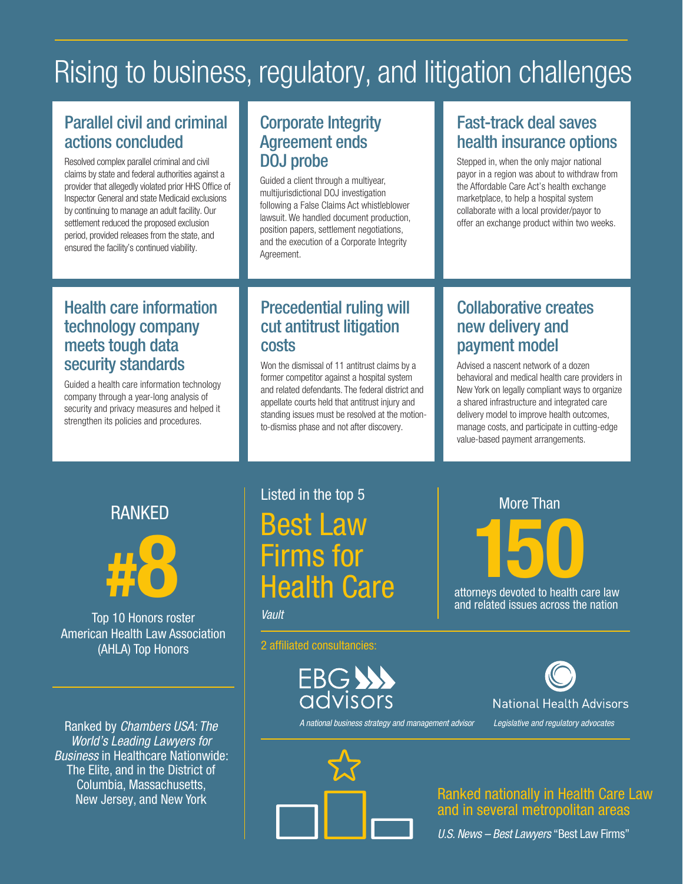# Rising to business, regulatory, and litigation challenges

## Parallel civil and criminal actions concluded

Resolved complex parallel criminal and civil claims by state and federal authorities against a provider that allegedly violated prior HHS Office of Inspector General and state Medicaid exclusions by continuing to manage an adult facility. Our settlement reduced the proposed exclusion period, provided releases from the state, and ensured the facility's continued viability.

## Corporate Integrity Agreement ends DOJ probe

Guided a client through a multiyear, multijurisdictional DOJ investigation following a False Claims Act whistleblower lawsuit. We handled document production, position papers, settlement negotiations, and the execution of a Corporate Integrity Agreement.

## Fast-track deal saves health insurance options

Stepped in, when the only major national payor in a region was about to withdraw from the Affordable Care Act's health exchange marketplace, to help a hospital system collaborate with a local provider/payor to offer an exchange product within two weeks.

## Health care information technology company meets tough data security standards

Guided a health care information technology company through a year-long analysis of security and privacy measures and helped it strengthen its policies and procedures.

## Precedential ruling will cut antitrust litigation costs

Won the dismissal of 11 antitrust claims by a former competitor against a hospital system and related defendants. The federal district and appellate courts held that antitrust injury and standing issues must be resolved at the motion-to-dismiss phase and not after discovery.

## Collaborative creates new delivery and payment model

Advised a nascent network of a dozen behavioral and medical health care providers in New York on legally compliant ways to organize a shared infrastructure and integrated care delivery model to improve health outcomes, manage costs, and participate in cutting-edge value-based payment arrangements.

RANKED

**#8**

Top 10 Honors roster
American Health Law Association (AHLA) Top Honors

Listed in the top 5

**Best Law Firms for Health Care**

*Vault*

More Than

**150**

attorneys devoted to health care law and related issues across the nation

2 affiliated consultancies:

EBG advisors
*A national business strategy and management advisor*

National Health Advisors
*Legislative and regulatory advocates*

Ranked by *Chambers USA: The World's Leading Lawyers for Business* in Healthcare Nationwide: The Elite, and in the District of Columbia, Massachusetts, New Jersey, and New York

Ranked nationally in Health Care Law and in several metropolitan areas

*U.S. News – Best Lawyers* "Best Law Firms"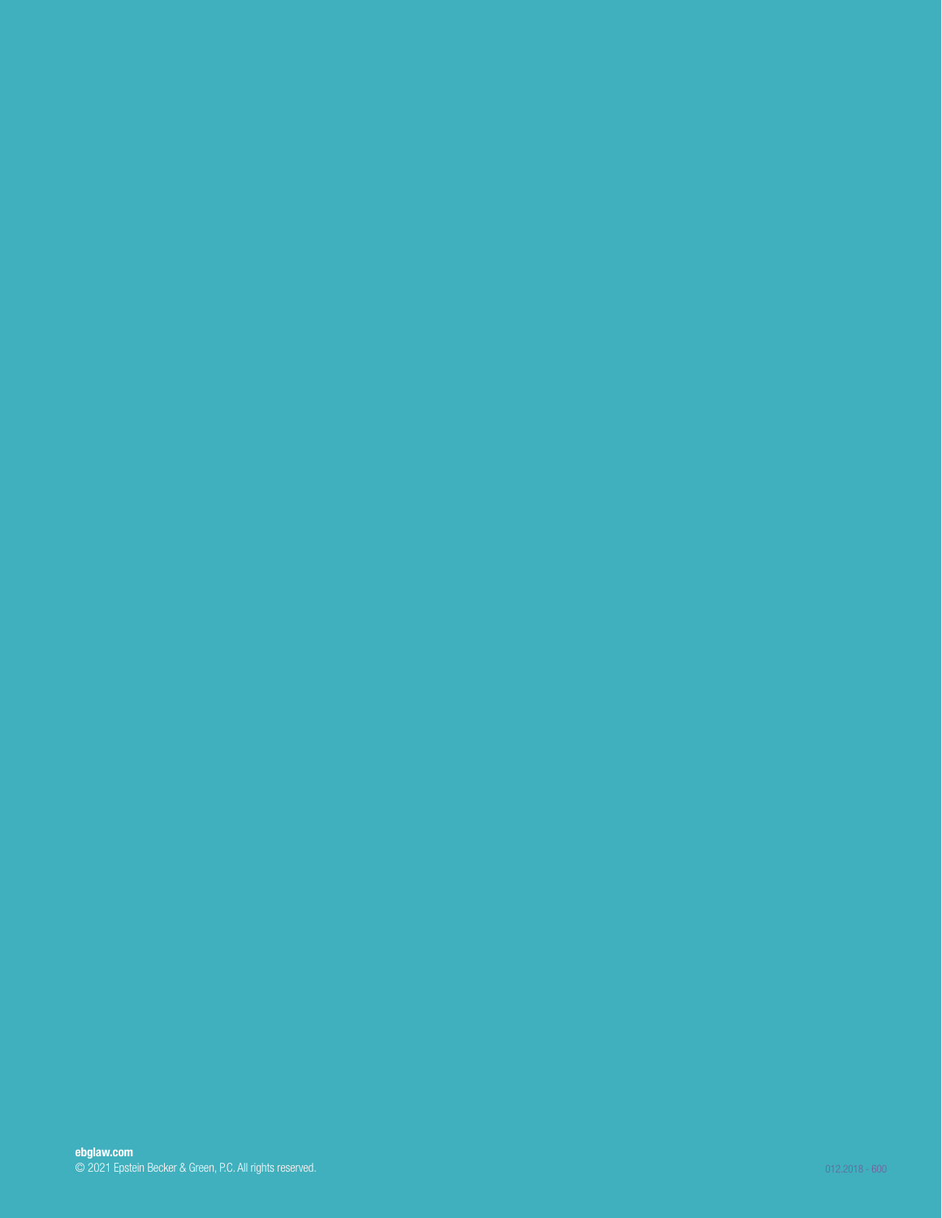**ebglaw.com**
© 2021 Epstein Becker & Green, P.C. All rights reserved.

012.2018 - 600